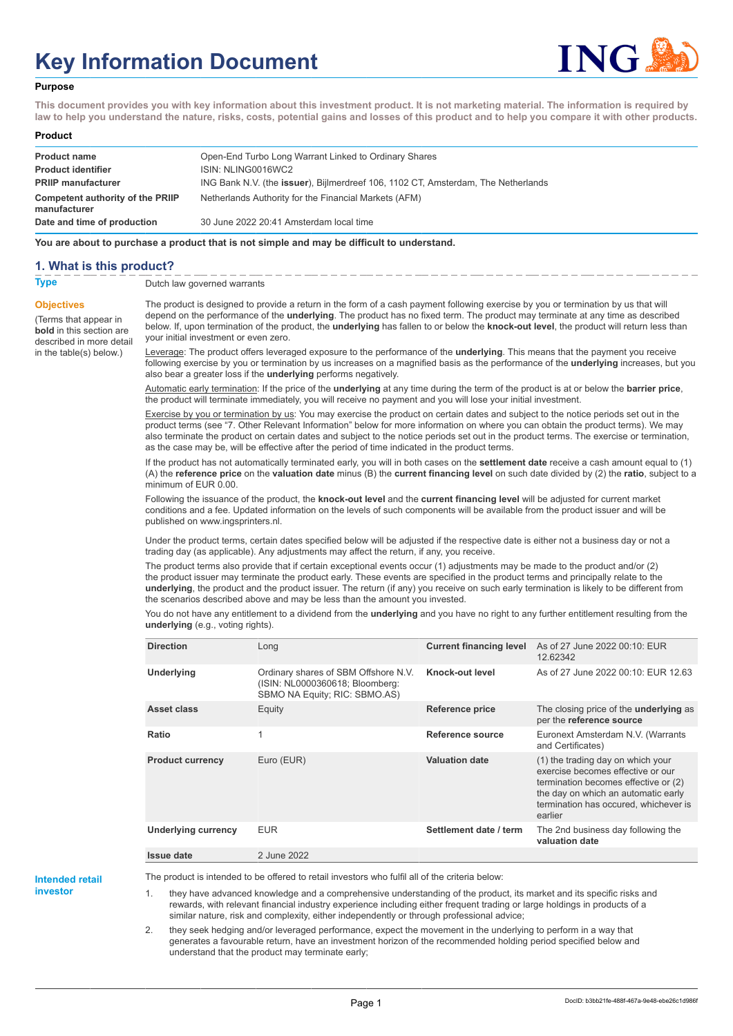# Key Information Document

## Purpose

**This document provides you with key information about this investment product. It is not marketing material. The information is required by law to help you understand the nature, risks, costs, potential gains and losses of this product and to help you compare it with other products.**

## Product

| | |
|---|---|
| **Product name** | Open-End Turbo Long Warrant Linked to Ordinary Shares |
| **Product identifier** | ISIN: NLING0016WC2 |
| **PRIIP manufacturer** | ING Bank N.V. (the **issuer**), Bijlmerdreef 106, 1102 CT, Amsterdam, The Netherlands |
| **Competent authority of the PRIIP manufacturer** | Netherlands Authority for the Financial Markets (AFM) |
| **Date and time of production** | 30 June 2022 20:41 Amsterdam local time |

**You are about to purchase a product that is not simple and may be difficult to understand.**

## 1. What is this product?

**Type**

Dutch law governed warrants

**Objectives**

(Terms that appear in **bold** in this section are described in more detail in the table(s) below.)

The product is designed to provide a return in the form of a cash payment following exercise by you or termination by us that will depend on the performance of the **underlying**. The product has no fixed term. The product may terminate at any time as described below. If, upon termination of the product, the **underlying** has fallen to or below the **knock-out level**, the product will return less than your initial investment or even zero.

Leverage: The product offers leveraged exposure to the performance of the **underlying**. This means that the payment you receive following exercise by you or termination by us increases on a magnified basis as the performance of the **underlying** increases, but you also bear a greater loss if the **underlying** performs negatively.

Automatic early termination: If the price of the **underlying** at any time during the term of the product is at or below the **barrier price**, the product will terminate immediately, you will receive no payment and you will lose your initial investment.

Exercise by you or termination by us: You may exercise the product on certain dates and subject to the notice periods set out in the product terms (see "7. Other Relevant Information" below for more information on where you can obtain the product terms). We may also terminate the product on certain dates and subject to the notice periods set out in the product terms. The exercise or termination, as the case may be, will be effective after the period of time indicated in the product terms.

If the product has not automatically terminated early, you will in both cases on the **settlement date** receive a cash amount equal to (1) (A) the **reference price** on the **valuation date** minus (B) the **current financing level** on such date divided by (2) the **ratio**, subject to a minimum of EUR 0.00.

Following the issuance of the product, the **knock-out level** and the **current financing level** will be adjusted for current market conditions and a fee. Updated information on the levels of such components will be available from the product issuer and will be published on www.ingsprinters.nl.

Under the product terms, certain dates specified below will be adjusted if the respective date is either not a business day or not a trading day (as applicable). Any adjustments may affect the return, if any, you receive.

The product terms also provide that if certain exceptional events occur (1) adjustments may be made to the product and/or (2) the product issuer may terminate the product early. These events are specified in the product terms and principally relate to the **underlying**, the product and the product issuer. The return (if any) you receive on such early termination is likely to be different from the scenarios described above and may be less than the amount you invested.

You do not have any entitlement to a dividend from the **underlying** and you have no right to any further entitlement resulting from the **underlying** (e.g., voting rights).

| | | | |
|---|---|---|---|
| **Direction** | Long | **Current financing level** | As of 27 June 2022 00:10: EUR 12.62342 |
| **Underlying** | Ordinary shares of SBM Offshore N.V. (ISIN: NL0000360618; Bloomberg: SBMO NA Equity; RIC: SBMO.AS) | **Knock-out level** | As of 27 June 2022 00:10: EUR 12.63 |
| **Asset class** | Equity | **Reference price** | The closing price of the **underlying** as per the **reference source** |
| **Ratio** | 1 | **Reference source** | Euronext Amsterdam N.V. (Warrants and Certificates) |
| **Product currency** | Euro (EUR) | **Valuation date** | (1) the trading day on which your exercise becomes effective or our termination becomes effective or (2) the day on which an automatic early termination has occured, whichever is earlier |
| **Underlying currency** | EUR | **Settlement date / term** | The 2nd business day following the **valuation date** |
| **Issue date** | 2 June 2022 | | |

**Intended retail investor**

The product is intended to be offered to retail investors who fulfil all of the criteria below:

1. they have advanced knowledge and a comprehensive understanding of the product, its market and its specific risks and rewards, with relevant financial industry experience including either frequent trading or large holdings in products of a similar nature, risk and complexity, either independently or through professional advice;
2. they seek hedging and/or leveraged performance, expect the movement in the underlying to perform in a way that generates a favourable return, have an investment horizon of the recommended holding period specified below and understand that the product may terminate early;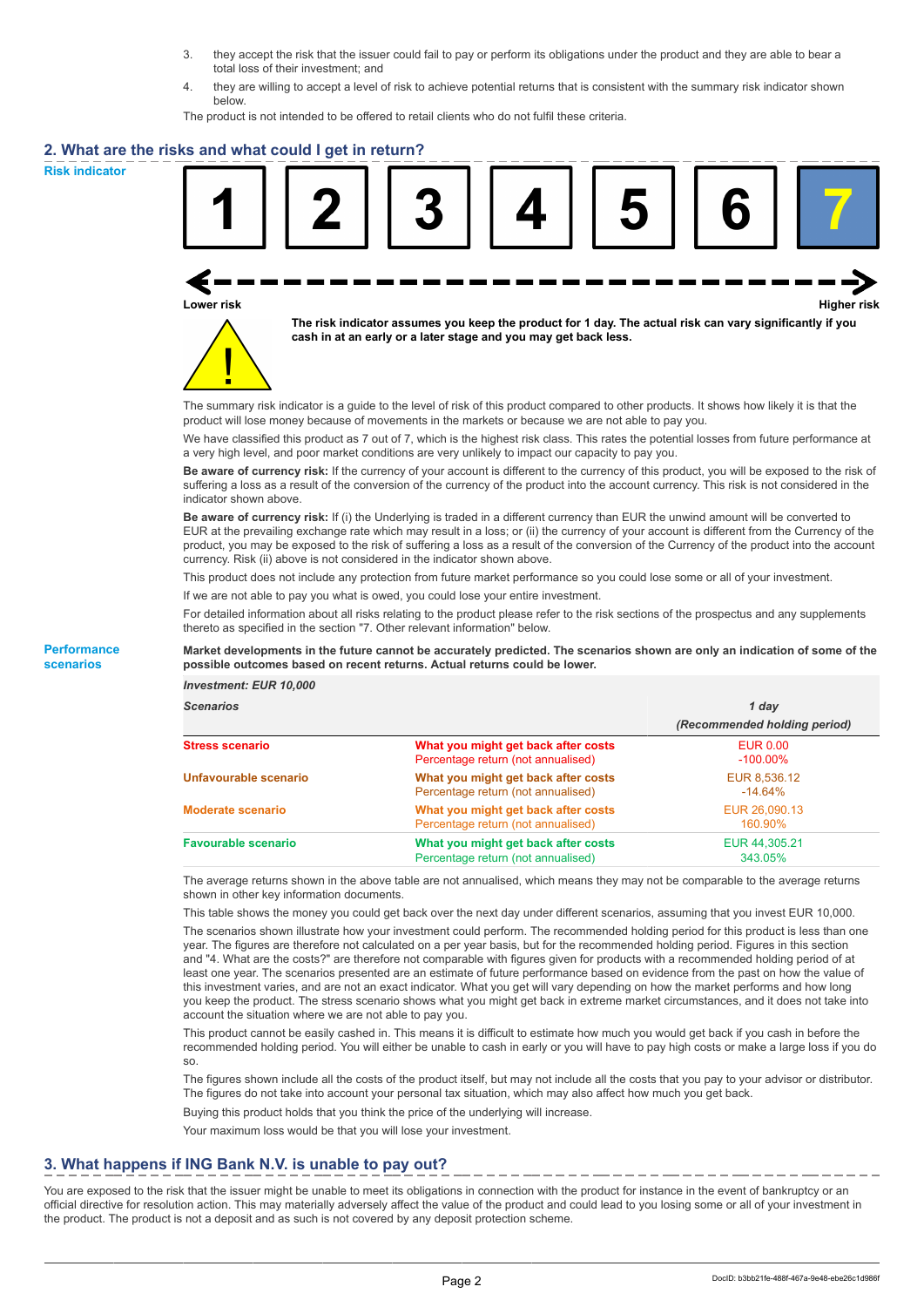3. they accept the risk that the issuer could fail to pay or perform its obligations under the product and they are able to bear a total loss of their investment; and
4. they are willing to accept a level of risk to achieve potential returns that is consistent with the summary risk indicator shown below.

The product is not intended to be offered to retail clients who do not fulfil these criteria.

## 2. What are the risks and what could I get in return?

**Risk indicator**

| 1 | 2 | 3 | 4 | 5 | 6 | **7** |
|---|---|---|---|---|---|---|

Lower risk ← → Higher risk

**The risk indicator assumes you keep the product for 1 day. The actual risk can vary significantly if you cash in at an early or a later stage and you may get back less.**

The summary risk indicator is a guide to the level of risk of this product compared to other products. It shows how likely it is that the product will lose money because of movements in the markets or because we are not able to pay you.

We have classified this product as 7 out of 7, which is the highest risk class. This rates the potential losses from future performance at a very high level, and poor market conditions are very unlikely to impact our capacity to pay you.

**Be aware of currency risk:** If the currency of your account is different to the currency of this product, you will be exposed to the risk of suffering a loss as a result of the conversion of the currency of the product into the account currency. This risk is not considered in the indicator shown above.

**Be aware of currency risk:** If (i) the Underlying is traded in a different currency than EUR the unwind amount will be converted to EUR at the prevailing exchange rate which may result in a loss; or (ii) the currency of your account is different from the Currency of the product, you may be exposed to the risk of suffering a loss as a result of the conversion of the Currency of the product into the account currency. Risk (ii) above is not considered in the indicator shown above.

This product does not include any protection from future market performance so you could lose some or all of your investment.

If we are not able to pay you what is owed, you could lose your entire investment.

For detailed information about all risks relating to the product please refer to the risk sections of the prospectus and any supplements thereto as specified in the section "7. Other relevant information" below.

**Performance scenarios**

**Market developments in the future cannot be accurately predicted. The scenarios shown are only an indication of some of the possible outcomes based on recent returns. Actual returns could be lower.**

| *Investment: EUR 10,000* | | |
|---|---|---|
| ***Scenarios*** | | ***1 day*** ***(Recommended holding period)*** |
| **Stress scenario** | **What you might get back after costs** | EUR 0.00 |
| | Percentage return (not annualised) | -100.00% |
| **Unfavourable scenario** | **What you might get back after costs** | EUR 8,536.12 |
| | Percentage return (not annualised) | -14.64% |
| **Moderate scenario** | **What you might get back after costs** | EUR 26,090.13 |
| | Percentage return (not annualised) | 160.90% |
| **Favourable scenario** | **What you might get back after costs** | EUR 44,305.21 |
| | Percentage return (not annualised) | 343.05% |

The average returns shown in the above table are not annualised, which means they may not be comparable to the average returns shown in other key information documents.

This table shows the money you could get back over the next day under different scenarios, assuming that you invest EUR 10,000.

The scenarios shown illustrate how your investment could perform. The recommended holding period for this product is less than one year. The figures are therefore not calculated on a per year basis, but for the recommended holding period. Figures in this section and "4. What are the costs?" are therefore not comparable with figures given for products with a recommended holding period of at least one year. The scenarios presented are an estimate of future performance based on evidence from the past on how the value of this investment varies, and are not an exact indicator. What you get will vary depending on how the market performs and how long you keep the product. The stress scenario shows what you might get back in extreme market circumstances, and it does not take into account the situation where we are not able to pay you.

This product cannot be easily cashed in. This means it is difficult to estimate how much you would get back if you cash in before the recommended holding period. You will either be unable to cash in early or you will have to pay high costs or make a large loss if you do so.

The figures shown include all the costs of the product itself, but may not include all the costs that you pay to your advisor or distributor. The figures do not take into account your personal tax situation, which may also affect how much you get back.

Buying this product holds that you think the price of the underlying will increase.

Your maximum loss would be that you will lose your investment.

## 3. What happens if ING Bank N.V. is unable to pay out?

You are exposed to the risk that the issuer might be unable to meet its obligations in connection with the product for instance in the event of bankruptcy or an official directive for resolution action. This may materially adversely affect the value of the product and could lead to you losing some or all of your investment in the product. The product is not a deposit and as such is not covered by any deposit protection scheme.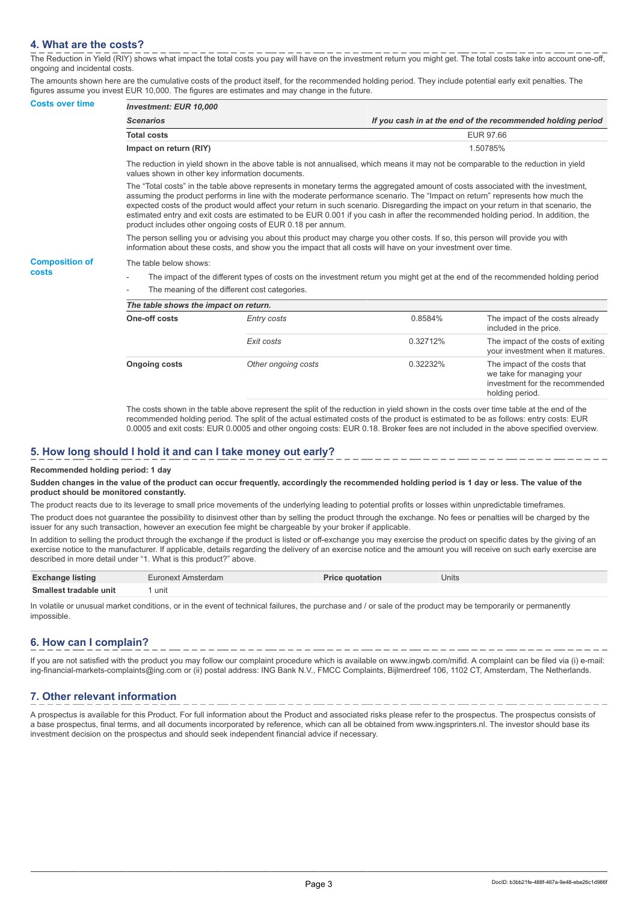## 4. What are the costs?

The Reduction in Yield (RIY) shows what impact the total costs you pay will have on the investment return you might get. The total costs take into account one-off, ongoing and incidental costs.

The amounts shown here are the cumulative costs of the product itself, for the recommended holding period. They include potential early exit penalties. The figures assume you invest EUR 10,000. The figures are estimates and may change in the future.

**Costs over time**

| *Investment: EUR 10,000* | |
|---|---|
| ***Scenarios*** | ***If you cash in at the end of the recommended holding period*** |
| **Total costs** | EUR 97.66 |
| **Impact on return (RIY)** | 1.50785% |

The reduction in yield shown in the above table is not annualised, which means it may not be comparable to the reduction in yield values shown in other key information documents.

The "Total costs" in the table above represents in monetary terms the aggregated amount of costs associated with the investment, assuming the product performs in line with the moderate performance scenario. The "Impact on return" represents how much the expected costs of the product would affect your return in such scenario. Disregarding the impact on your return in that scenario, the estimated entry and exit costs are estimated to be EUR 0.001 if you cash in after the recommended holding period. In addition, the product includes other ongoing costs of EUR 0.18 per annum.

The person selling you or advising you about this product may charge you other costs. If so, this person will provide you with information about these costs, and show you the impact that all costs will have on your investment over time.

**Composition of costs**

The table below shows:

- The impact of the different types of costs on the investment return you might get at the end of the recommended holding period
- The meaning of the different cost categories.

| *The table shows the impact on return.* | | | |
|---|---|---|---|
| **One-off costs** | *Entry costs* | 0.8584% | The impact of the costs already included in the price. |
| | *Exit costs* | 0.32712% | The impact of the costs of exiting your investment when it matures. |
| **Ongoing costs** | *Other ongoing costs* | 0.32232% | The impact of the costs that we take for managing your investment for the recommended holding period. |

The costs shown in the table above represent the split of the reduction in yield shown in the costs over time table at the end of the recommended holding period. The split of the actual estimated costs of the product is estimated to be as follows: entry costs: EUR 0.0005 and exit costs: EUR 0.0005 and other ongoing costs: EUR 0.18. Broker fees are not included in the above specified overview.

## 5. How long should I hold it and can I take money out early?

**Recommended holding period: 1 day**

**Sudden changes in the value of the product can occur frequently, accordingly the recommended holding period is 1 day or less. The value of the product should be monitored constantly.**

The product reacts due to its leverage to small price movements of the underlying leading to potential profits or losses within unpredictable timeframes.

The product does not guarantee the possibility to disinvest other than by selling the product through the exchange. No fees or penalties will be charged by the issuer for any such transaction, however an execution fee might be chargeable by your broker if applicable.

In addition to selling the product through the exchange if the product is listed or off-exchange you may exercise the product on specific dates by the giving of an exercise notice to the manufacturer. If applicable, details regarding the delivery of an exercise notice and the amount you will receive on such early exercise are described in more detail under "1. What is this product?" above.

| **Exchange listing** | Euronext Amsterdam | **Price quotation** | Units |
|---|---|---|---|
| **Smallest tradable unit** | 1 unit | | |

In volatile or unusual market conditions, or in the event of technical failures, the purchase and / or sale of the product may be temporarily or permanently impossible.

## 6. How can I complain?

If you are not satisfied with the product you may follow our complaint procedure which is available on www.ingwb.com/mifid. A complaint can be filed via (i) e-mail: ing-financial-markets-complaints@ing.com or (ii) postal address: ING Bank N.V., FMCC Complaints, Bijlmerdreef 106, 1102 CT, Amsterdam, The Netherlands.

## 7. Other relevant information

A prospectus is available for this Product. For full information about the Product and associated risks please refer to the prospectus. The prospectus consists of a base prospectus, final terms, and all documents incorporated by reference, which can all be obtained from www.ingsprinters.nl. The investor should base its investment decision on the prospectus and should seek independent financial advice if necessary.